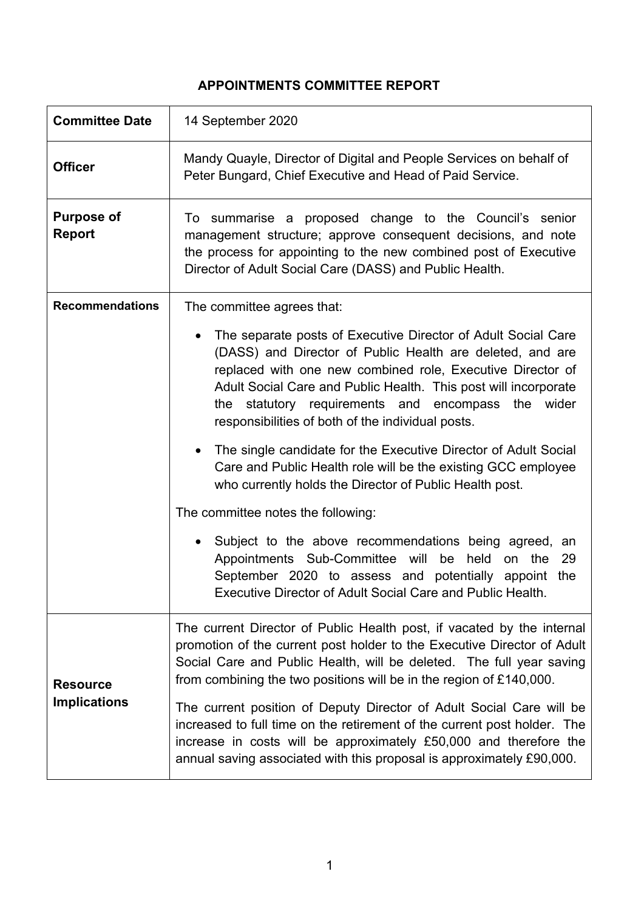# APPOINTMENTS COMMITTEE REPORT

| | |
|---|---|
| **Committee Date** | 14 September 2020 |
| **Officer** | Mandy Quayle, Director of Digital and People Services on behalf of Peter Bungard, Chief Executive and Head of Paid Service. |
| **Purpose of Report** | To summarise a proposed change to the Council's senior management structure; approve consequent decisions, and note the process for appointing to the new combined post of Executive Director of Adult Social Care (DASS) and Public Health. |
| **Recommendations** | The committee agrees that:<br><br>• The separate posts of Executive Director of Adult Social Care (DASS) and Director of Public Health are deleted, and are replaced with one new combined role, Executive Director of Adult Social Care and Public Health. This post will incorporate the statutory requirements and encompass the wider responsibilities of both of the individual posts.<br><br>• The single candidate for the Executive Director of Adult Social Care and Public Health role will be the existing GCC employee who currently holds the Director of Public Health post.<br><br>The committee notes the following:<br><br>• Subject to the above recommendations being agreed, an Appointments Sub-Committee will be held on the 29 September 2020 to assess and potentially appoint the Executive Director of Adult Social Care and Public Health. |
| **Resource Implications** | The current Director of Public Health post, if vacated by the internal promotion of the current post holder to the Executive Director of Adult Social Care and Public Health, will be deleted. The full year saving from combining the two positions will be in the region of £140,000.<br><br>The current position of Deputy Director of Adult Social Care will be increased to full time on the retirement of the current post holder. The increase in costs will be approximately £50,000 and therefore the annual saving associated with this proposal is approximately £90,000. |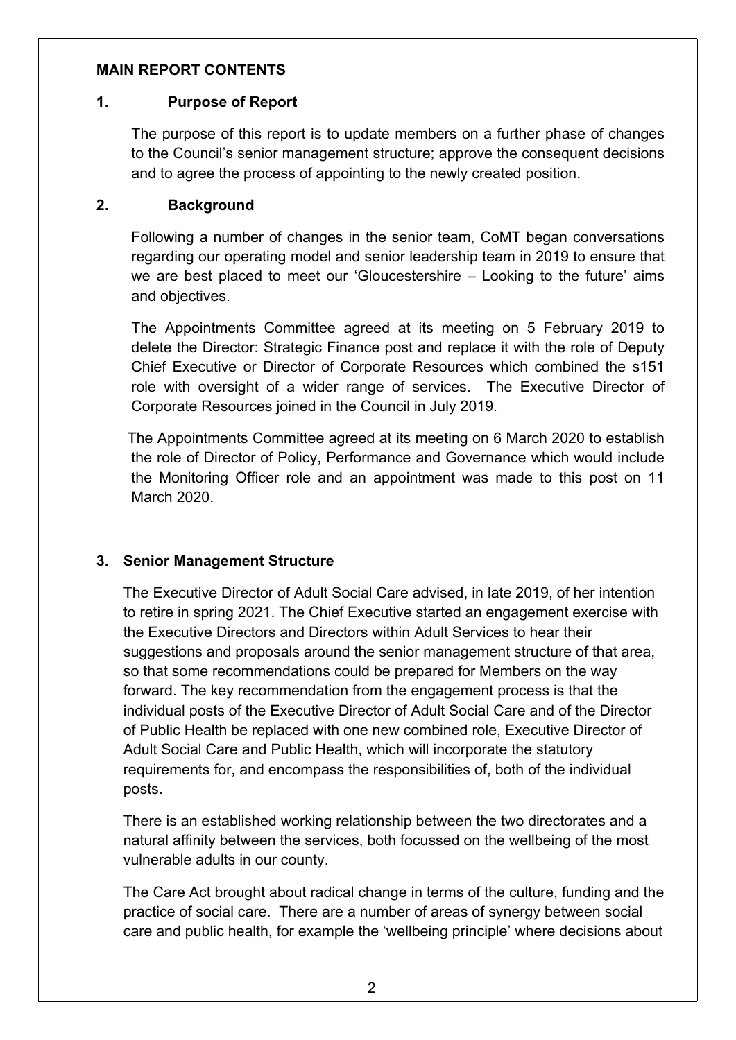**MAIN REPORT CONTENTS**

## 1. Purpose of Report

The purpose of this report is to update members on a further phase of changes to the Council's senior management structure; approve the consequent decisions and to agree the process of appointing to the newly created position.

## 2. Background

Following a number of changes in the senior team, CoMT began conversations regarding our operating model and senior leadership team in 2019 to ensure that we are best placed to meet our 'Gloucestershire – Looking to the future' aims and objectives.

The Appointments Committee agreed at its meeting on 5 February 2019 to delete the Director: Strategic Finance post and replace it with the role of Deputy Chief Executive or Director of Corporate Resources which combined the s151 role with oversight of a wider range of services. The Executive Director of Corporate Resources joined in the Council in July 2019.

The Appointments Committee agreed at its meeting on 6 March 2020 to establish the role of Director of Policy, Performance and Governance which would include the Monitoring Officer role and an appointment was made to this post on 11 March 2020.

## 3. Senior Management Structure

The Executive Director of Adult Social Care advised, in late 2019, of her intention to retire in spring 2021. The Chief Executive started an engagement exercise with the Executive Directors and Directors within Adult Services to hear their suggestions and proposals around the senior management structure of that area, so that some recommendations could be prepared for Members on the way forward. The key recommendation from the engagement process is that the individual posts of the Executive Director of Adult Social Care and of the Director of Public Health be replaced with one new combined role, Executive Director of Adult Social Care and Public Health, which will incorporate the statutory requirements for, and encompass the responsibilities of, both of the individual posts.

There is an established working relationship between the two directorates and a natural affinity between the services, both focussed on the wellbeing of the most vulnerable adults in our county.

The Care Act brought about radical change in terms of the culture, funding and the practice of social care. There are a number of areas of synergy between social care and public health, for example the 'wellbeing principle' where decisions about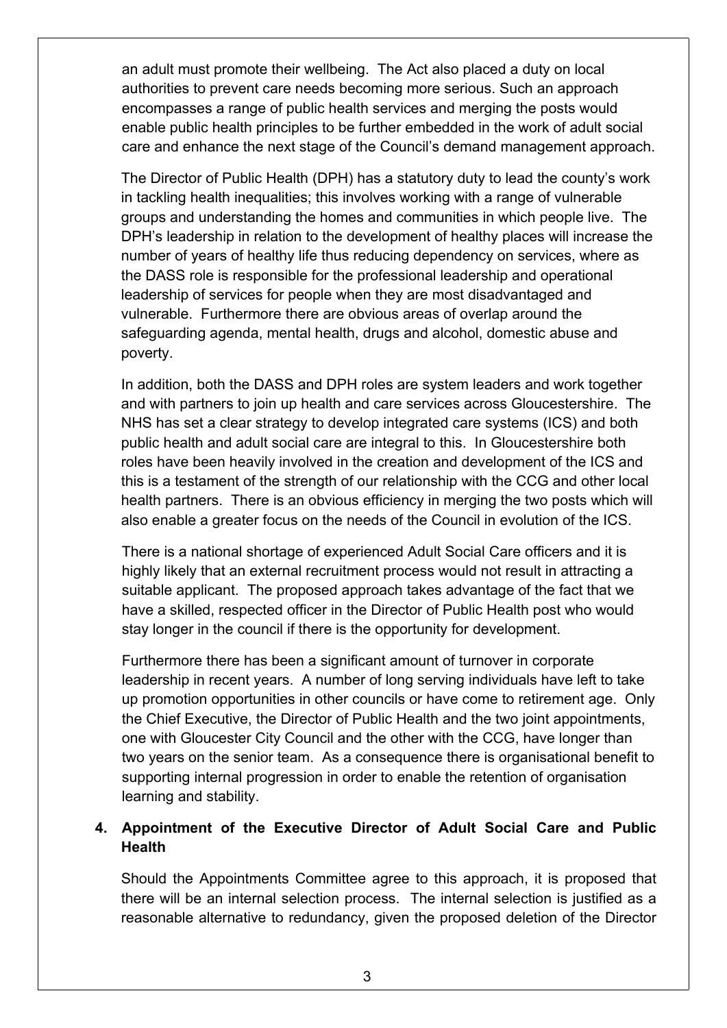an adult must promote their wellbeing. The Act also placed a duty on local authorities to prevent care needs becoming more serious. Such an approach encompasses a range of public health services and merging the posts would enable public health principles to be further embedded in the work of adult social care and enhance the next stage of the Council's demand management approach.

The Director of Public Health (DPH) has a statutory duty to lead the county's work in tackling health inequalities; this involves working with a range of vulnerable groups and understanding the homes and communities in which people live. The DPH's leadership in relation to the development of healthy places will increase the number of years of healthy life thus reducing dependency on services, where as the DASS role is responsible for the professional leadership and operational leadership of services for people when they are most disadvantaged and vulnerable. Furthermore there are obvious areas of overlap around the safeguarding agenda, mental health, drugs and alcohol, domestic abuse and poverty.

In addition, both the DASS and DPH roles are system leaders and work together and with partners to join up health and care services across Gloucestershire. The NHS has set a clear strategy to develop integrated care systems (ICS) and both public health and adult social care are integral to this. In Gloucestershire both roles have been heavily involved in the creation and development of the ICS and this is a testament of the strength of our relationship with the CCG and other local health partners. There is an obvious efficiency in merging the two posts which will also enable a greater focus on the needs of the Council in evolution of the ICS.

There is a national shortage of experienced Adult Social Care officers and it is highly likely that an external recruitment process would not result in attracting a suitable applicant. The proposed approach takes advantage of the fact that we have a skilled, respected officer in the Director of Public Health post who would stay longer in the council if there is the opportunity for development.

Furthermore there has been a significant amount of turnover in corporate leadership in recent years. A number of long serving individuals have left to take up promotion opportunities in other councils or have come to retirement age. Only the Chief Executive, the Director of Public Health and the two joint appointments, one with Gloucester City Council and the other with the CCG, have longer than two years on the senior team. As a consequence there is organisational benefit to supporting internal progression in order to enable the retention of organisation learning and stability.

## 4. Appointment of the Executive Director of Adult Social Care and Public Health

Should the Appointments Committee agree to this approach, it is proposed that there will be an internal selection process. The internal selection is justified as a reasonable alternative to redundancy, given the proposed deletion of the Director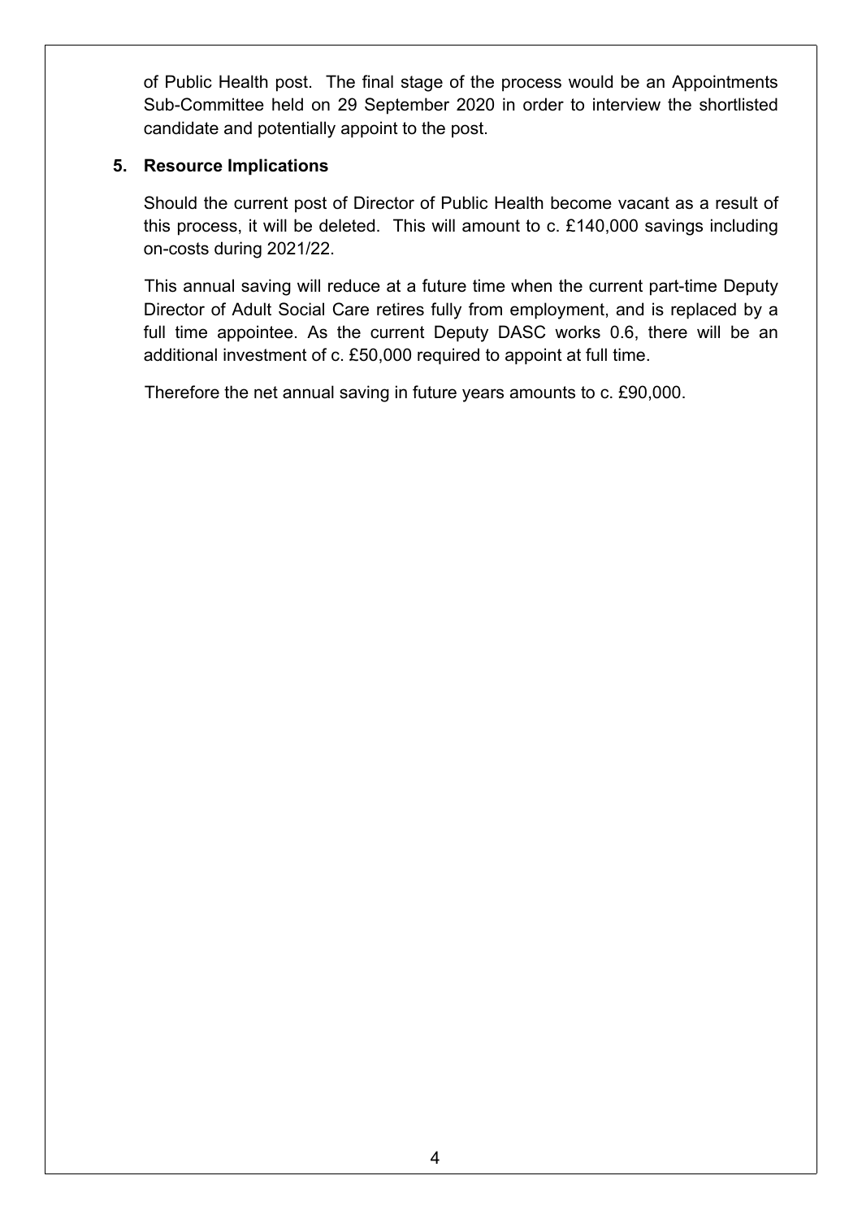of Public Health post. The final stage of the process would be an Appointments Sub-Committee held on 29 September 2020 in order to interview the shortlisted candidate and potentially appoint to the post.

**5. Resource Implications**

Should the current post of Director of Public Health become vacant as a result of this process, it will be deleted. This will amount to c. £140,000 savings including on-costs during 2021/22.

This annual saving will reduce at a future time when the current part-time Deputy Director of Adult Social Care retires fully from employment, and is replaced by a full time appointee. As the current Deputy DASC works 0.6, there will be an additional investment of c. £50,000 required to appoint at full time.

Therefore the net annual saving in future years amounts to c. £90,000.